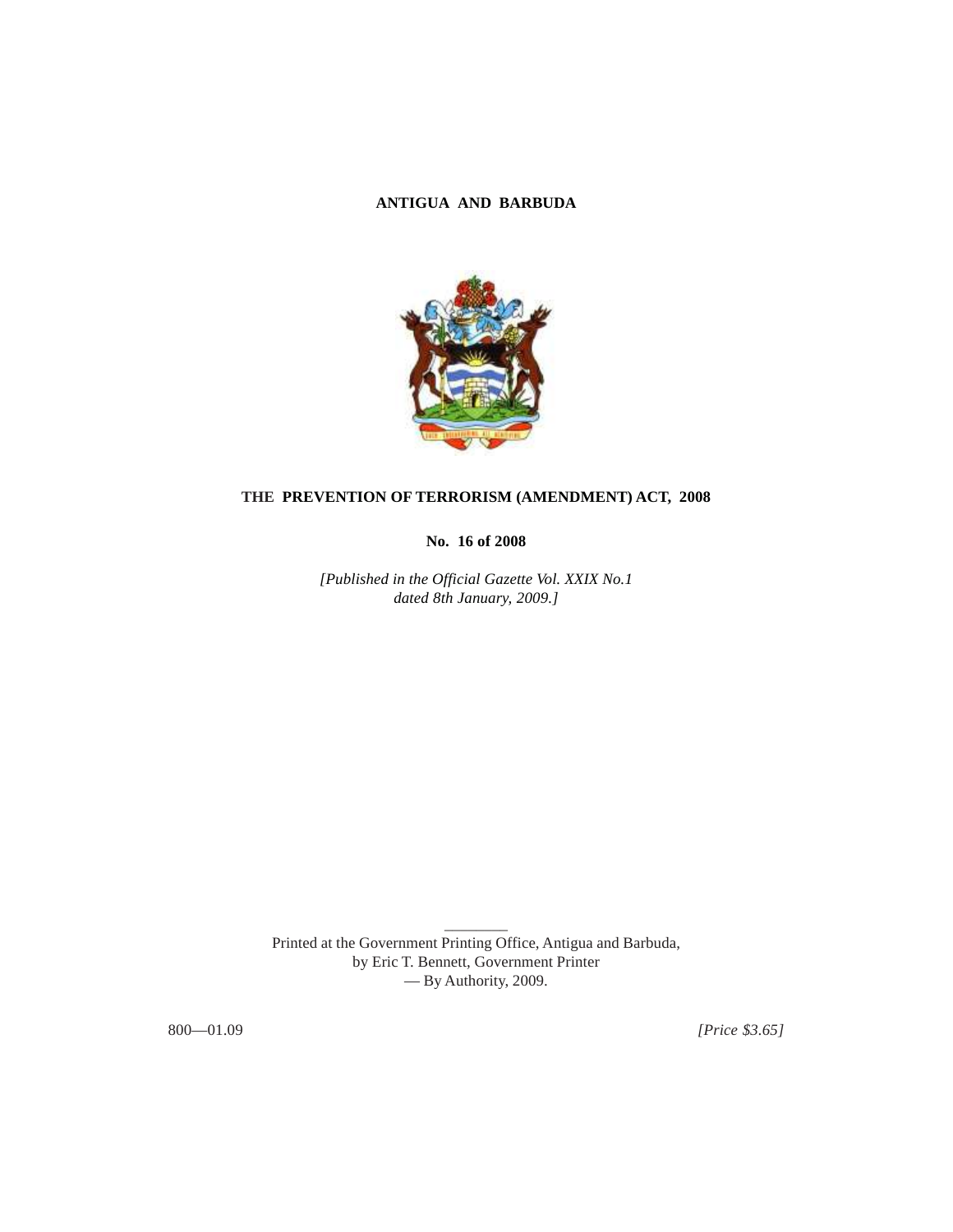**ANTIGUA AND BARBUDA**

# THE PREVENTION OF TERRORISM (AMENDMENT) ACT, 2008

**No. 16 of 2008**

*[Published in the Official Gazette Vol. XXIX No.1 dated 8th January, 2009.]*

Printed at the Government Printing Office, Antigua and Barbuda,
by Eric T. Bennett, Government Printer
— By Authority, 2009.

800—01.09 *[Price $3.65]*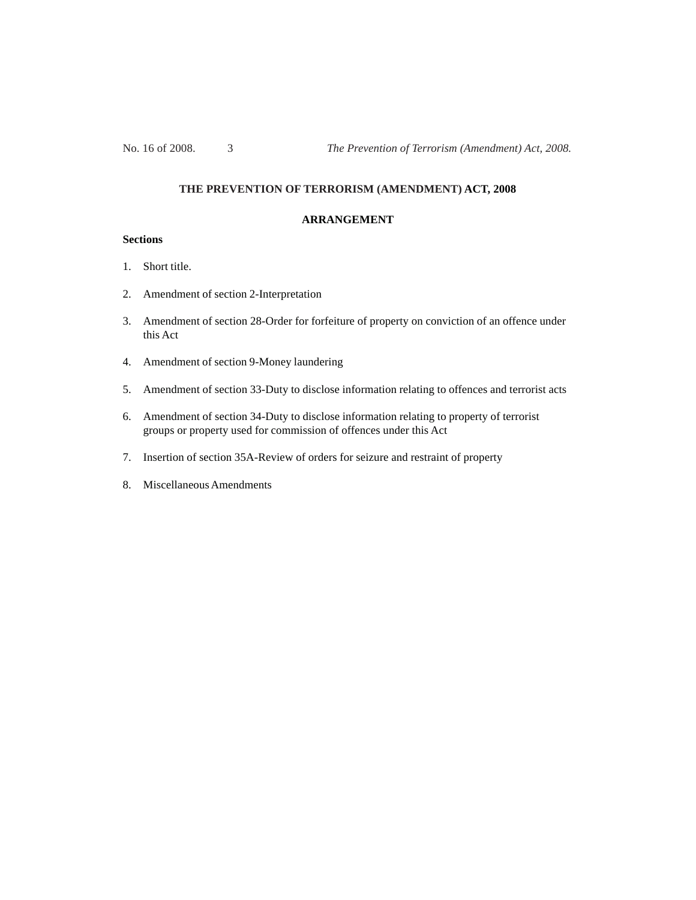## THE PREVENTION OF TERRORISM (AMENDMENT) ACT, 2008

### ARRANGEMENT

**Sections**

1. Short title.
2. Amendment of section 2-Interpretation
3. Amendment of section 28-Order for forfeiture of property on conviction of an offence under this Act
4. Amendment of section 9-Money laundering
5. Amendment of section 33-Duty to disclose information relating to offences and terrorist acts
6. Amendment of section 34-Duty to disclose information relating to property of terrorist groups or property used for commission of offences under this Act
7. Insertion of section 35A-Review of orders for seizure and restraint of property
8. Miscellaneous Amendments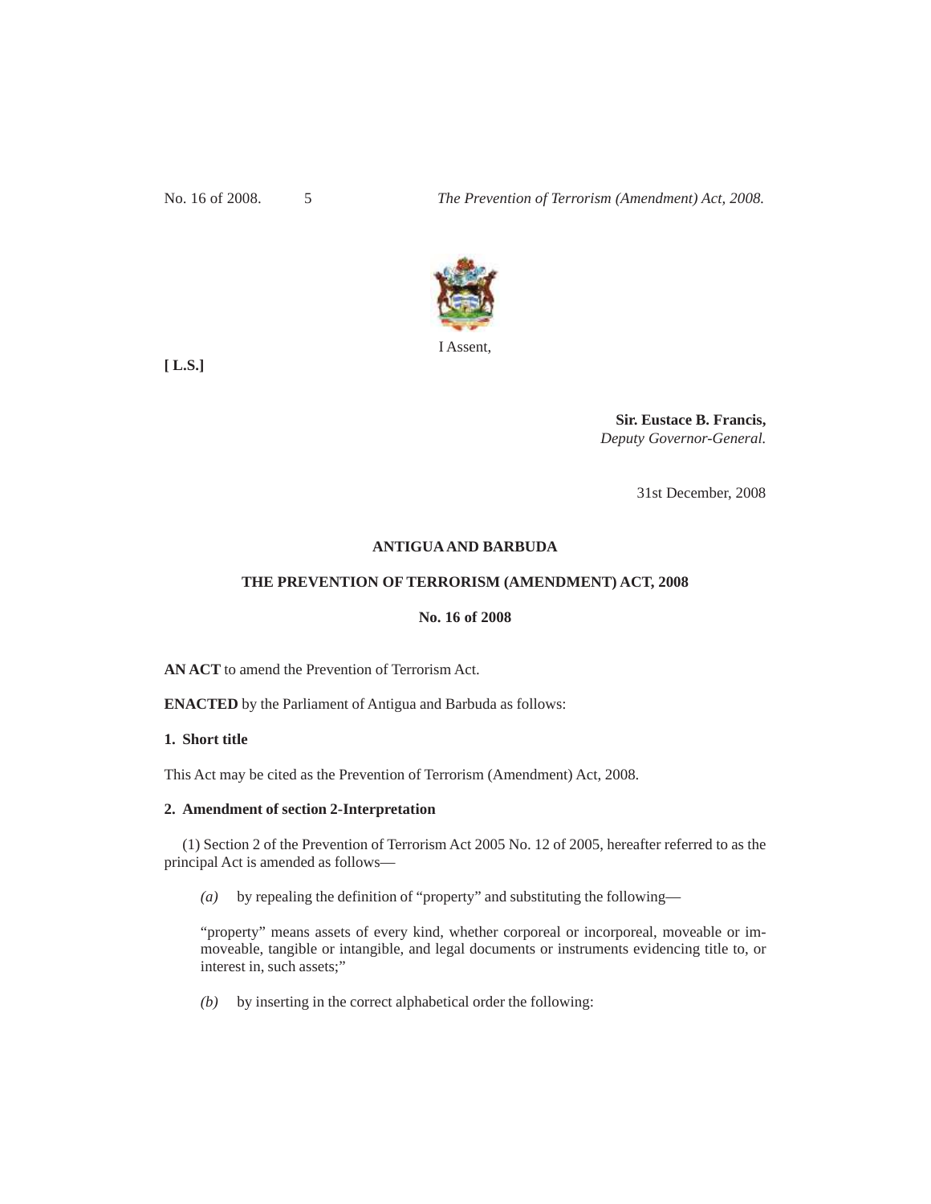I Assent,

**[ L.S.]**

**Sir. Eustace B. Francis,**
*Deputy Governor-General.*

31st December, 2008

**ANTIGUA AND BARBUDA**

**THE PREVENTION OF TERRORISM (AMENDMENT) ACT, 2008**

**No. 16 of 2008**

**AN ACT** to amend the Prevention of Terrorism Act.

**ENACTED** by the Parliament of Antigua and Barbuda as follows:

**1. Short title**

This Act may be cited as the Prevention of Terrorism (Amendment) Act, 2008.

**2. Amendment of section 2-Interpretation**

(1) Section 2 of the Prevention of Terrorism Act 2005 No. 12 of 2005, hereafter referred to as the principal Act is amended as follows—

*(a)* by repealing the definition of "property" and substituting the following—

"property" means assets of every kind, whether corporeal or incorporeal, moveable or immoveable, tangible or intangible, and legal documents or instruments evidencing title to, or interest in, such assets;"

*(b)* by inserting in the correct alphabetical order the following: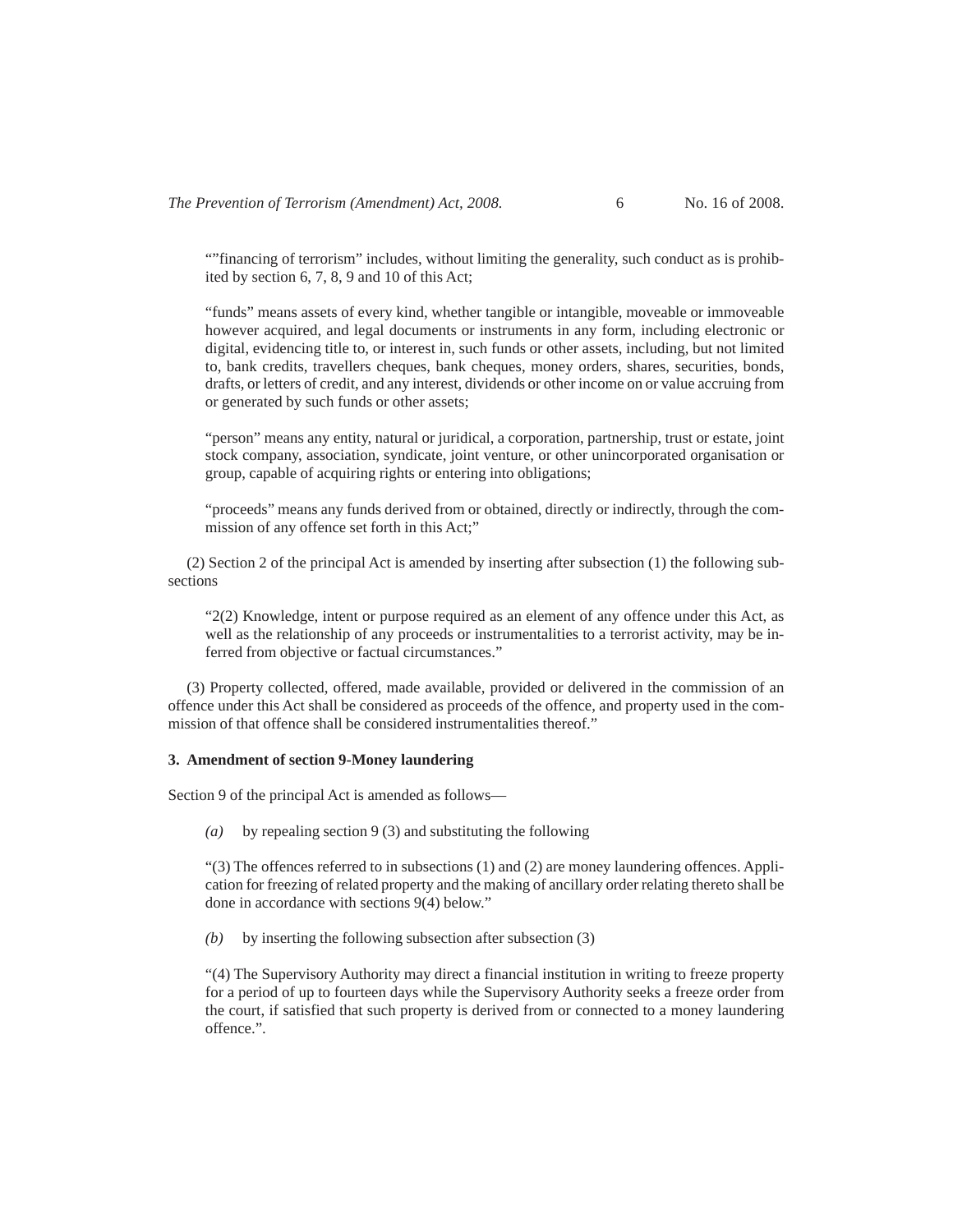“”financing of terrorism” includes, without limiting the generality, such conduct as is prohibited by section 6, 7, 8, 9 and 10 of this Act;

“funds” means assets of every kind, whether tangible or intangible, moveable or immoveable however acquired, and legal documents or instruments in any form, including electronic or digital, evidencing title to, or interest in, such funds or other assets, including, but not limited to, bank credits, travellers cheques, bank cheques, money orders, shares, securities, bonds, drafts, or letters of credit, and any interest, dividends or other income on or value accruing from or generated by such funds or other assets;

“person” means any entity, natural or juridical, a corporation, partnership, trust or estate, joint stock company, association, syndicate, joint venture, or other unincorporated organisation or group, capable of acquiring rights or entering into obligations;

“proceeds” means any funds derived from or obtained, directly or indirectly, through the commission of any offence set forth in this Act;”

(2) Section 2 of the principal Act is amended by inserting after subsection (1) the following subsections

“2(2) Knowledge, intent or purpose required as an element of any offence under this Act, as well as the relationship of any proceeds or instrumentalities to a terrorist activity, may be inferred from objective or factual circumstances.”

(3) Property collected, offered, made available, provided or delivered in the commission of an offence under this Act shall be considered as proceeds of the offence, and property used in the commission of that offence shall be considered instrumentalities thereof.”

**3. Amendment of section 9-Money laundering**

Section 9 of the principal Act is amended as follows—

*(a)* by repealing section 9 (3) and substituting the following

“(3) The offences referred to in subsections (1) and (2) are money laundering offences. Application for freezing of related property and the making of ancillary order relating thereto shall be done in accordance with sections 9(4) below.”

*(b)* by inserting the following subsection after subsection (3)

“(4) The Supervisory Authority may direct a financial institution in writing to freeze property for a period of up to fourteen days while the Supervisory Authority seeks a freeze order from the court, if satisfied that such property is derived from or connected to a money laundering offence.”.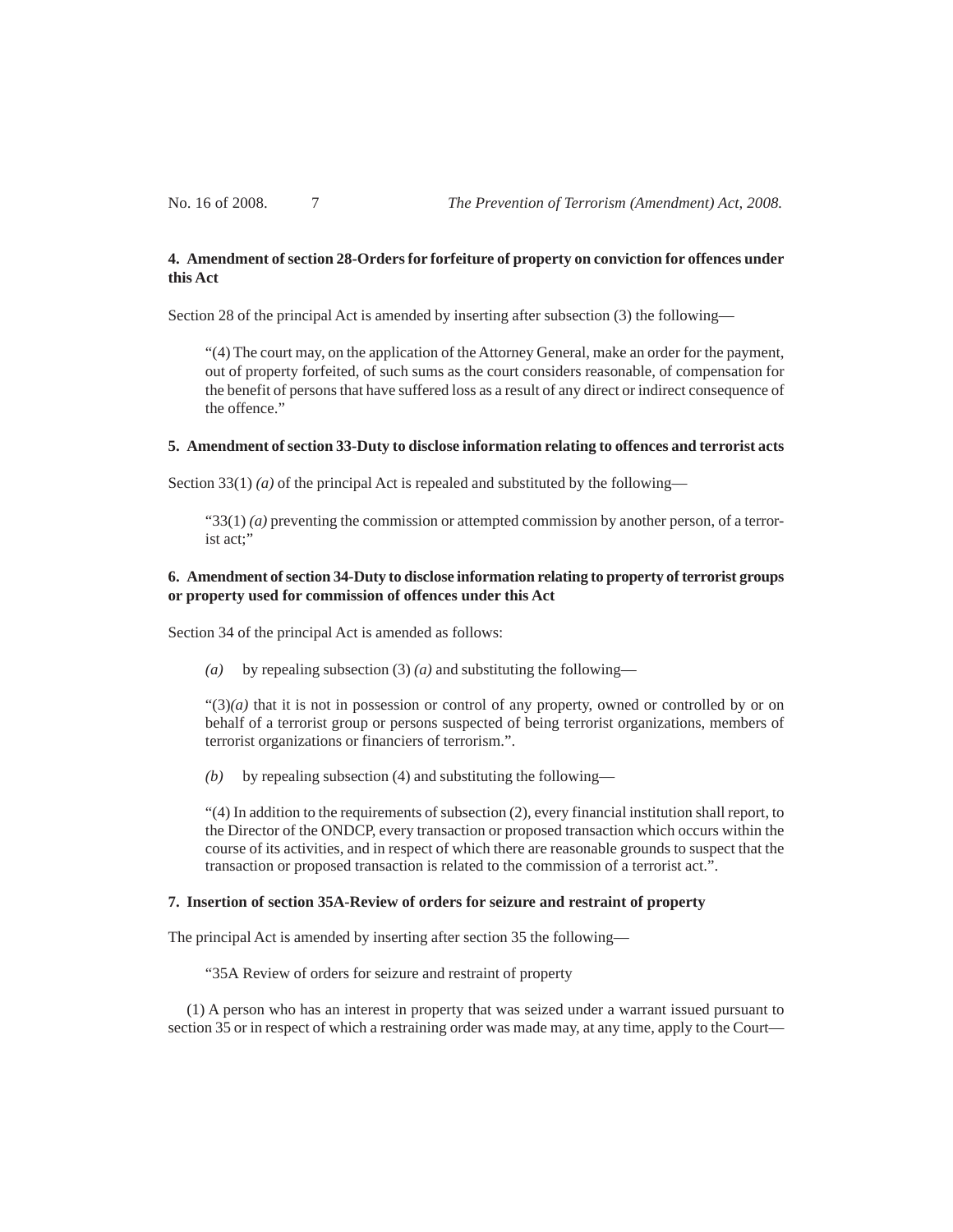**4. Amendment of section 28-Orders for forfeiture of property on conviction for offences under this Act**

Section 28 of the principal Act is amended by inserting after subsection (3) the following—

> "(4) The court may, on the application of the Attorney General, make an order for the payment, out of property forfeited, of such sums as the court considers reasonable, of compensation for the benefit of persons that have suffered loss as a result of any direct or indirect consequence of the offence."

**5. Amendment of section 33-Duty to disclose information relating to offences and terrorist acts**

Section 33(1) *(a)* of the principal Act is repealed and substituted by the following—

> "33(1) *(a)* preventing the commission or attempted commission by another person, of a terrorist act;"

**6. Amendment of section 34-Duty to disclose information relating to property of terrorist groups or property used for commission of offences under this Act**

Section 34 of the principal Act is amended as follows:

> *(a)* by repealing subsection (3) *(a)* and substituting the following—
>
> "(3)*(a)* that it is not in possession or control of any property, owned or controlled by or on behalf of a terrorist group or persons suspected of being terrorist organizations, members of terrorist organizations or financiers of terrorism.".
>
> *(b)* by repealing subsection (4) and substituting the following—
>
> "(4) In addition to the requirements of subsection (2), every financial institution shall report, to the Director of the ONDCP, every transaction or proposed transaction which occurs within the course of its activities, and in respect of which there are reasonable grounds to suspect that the transaction or proposed transaction is related to the commission of a terrorist act.".

**7. Insertion of section 35A-Review of orders for seizure and restraint of property**

The principal Act is amended by inserting after section 35 the following—

> "35A Review of orders for seizure and restraint of property

(1) A person who has an interest in property that was seized under a warrant issued pursuant to section 35 or in respect of which a restraining order was made may, at any time, apply to the Court—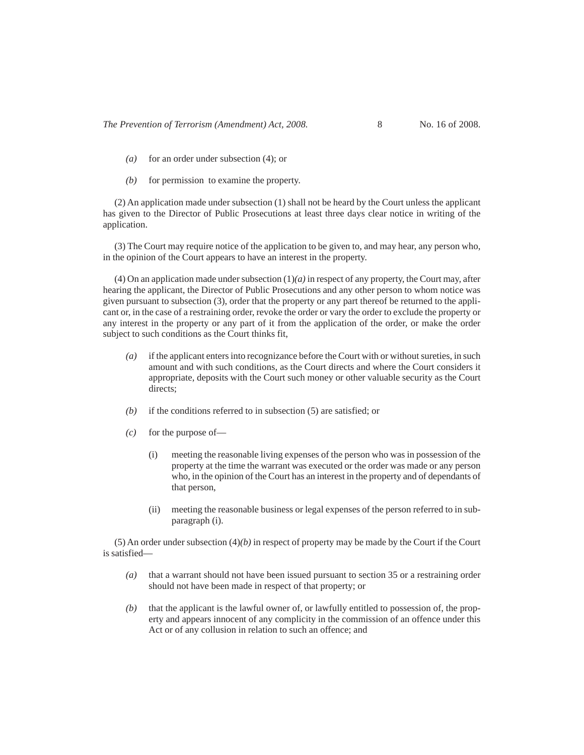*(a)* for an order under subsection (4); or

*(b)* for permission to examine the property.

(2) An application made under subsection (1) shall not be heard by the Court unless the applicant has given to the Director of Public Prosecutions at least three days clear notice in writing of the application.

(3) The Court may require notice of the application to be given to, and may hear, any person who, in the opinion of the Court appears to have an interest in the property.

(4) On an application made under subsection (1)*(a)* in respect of any property, the Court may, after hearing the applicant, the Director of Public Prosecutions and any other person to whom notice was given pursuant to subsection (3), order that the property or any part thereof be returned to the applicant or, in the case of a restraining order, revoke the order or vary the order to exclude the property or any interest in the property or any part of it from the application of the order, or make the order subject to such conditions as the Court thinks fit,

*(a)* if the applicant enters into recognizance before the Court with or without sureties, in such amount and with such conditions, as the Court directs and where the Court considers it appropriate, deposits with the Court such money or other valuable security as the Court directs;

*(b)* if the conditions referred to in subsection (5) are satisfied; or

*(c)* for the purpose of—

(i) meeting the reasonable living expenses of the person who was in possession of the property at the time the warrant was executed or the order was made or any person who, in the opinion of the Court has an interest in the property and of dependants of that person,

(ii) meeting the reasonable business or legal expenses of the person referred to in sub-paragraph (i).

(5) An order under subsection (4)*(b)* in respect of property may be made by the Court if the Court is satisfied—

*(a)* that a warrant should not have been issued pursuant to section 35 or a restraining order should not have been made in respect of that property; or

*(b)* that the applicant is the lawful owner of, or lawfully entitled to possession of, the property and appears innocent of any complicity in the commission of an offence under this Act or of any collusion in relation to such an offence; and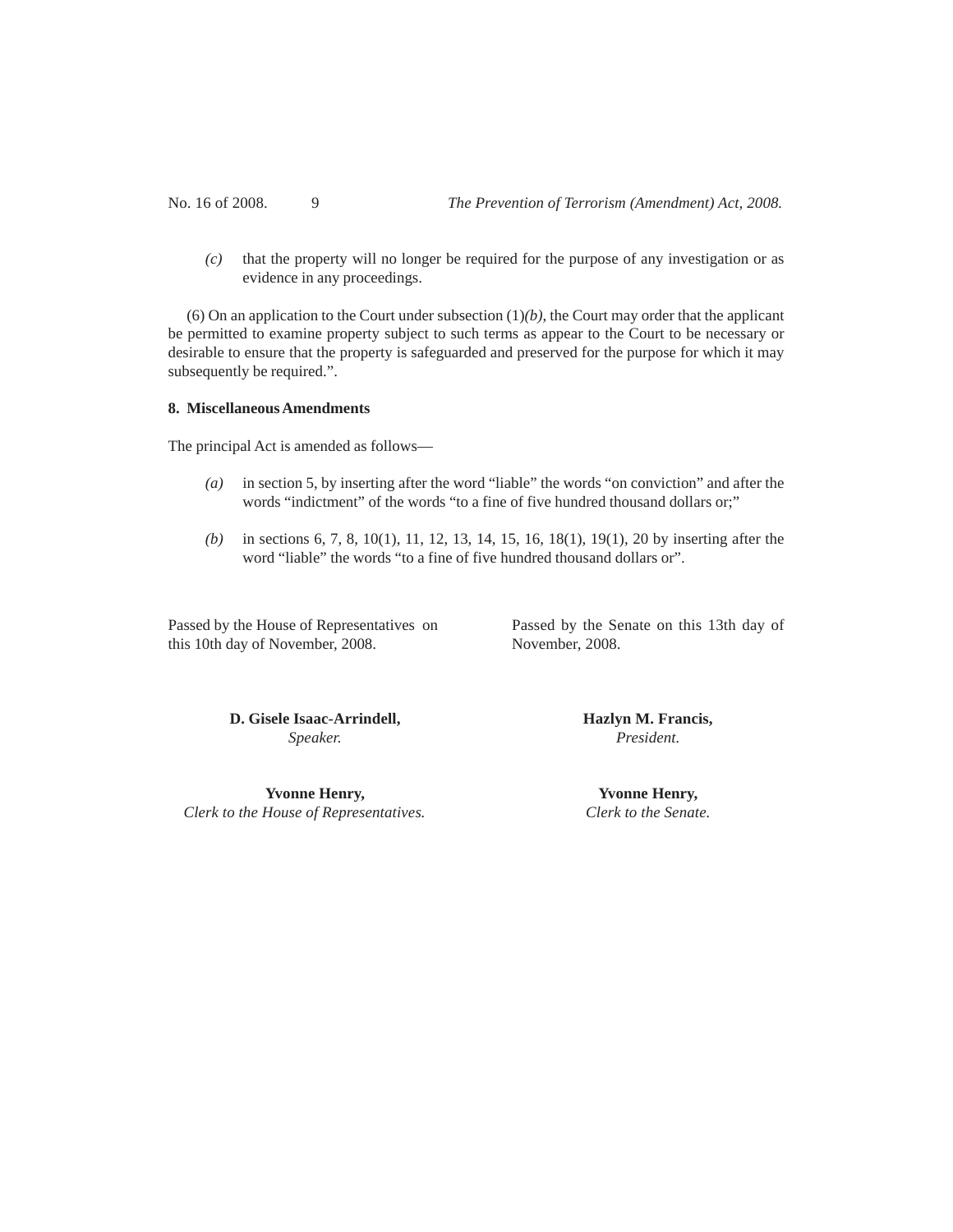*(c)* that the property will no longer be required for the purpose of any investigation or as evidence in any proceedings.

(6) On an application to the Court under subsection (1)*(b)*, the Court may order that the applicant be permitted to examine property subject to such terms as appear to the Court to be necessary or desirable to ensure that the property is safeguarded and preserved for the purpose for which it may subsequently be required.".

**8. Miscellaneous Amendments**

The principal Act is amended as follows—

*(a)* in section 5, by inserting after the word "liable" the words "on conviction" and after the words "indictment" of the words "to a fine of five hundred thousand dollars or;"

*(b)* in sections 6, 7, 8, 10(1), 11, 12, 13, 14, 15, 16, 18(1), 19(1), 20 by inserting after the word "liable" the words "to a fine of five hundred thousand dollars or".

Passed by the House of Representatives on this 10th day of November, 2008.

**D. Gisele Isaac-Arrindell,**
*Speaker.*

**Yvonne Henry,**
*Clerk to the House of Representatives.*

Passed by the Senate on this 13th day of November, 2008.

**Hazlyn M. Francis,**
*President.*

**Yvonne Henry,**
*Clerk to the Senate.*